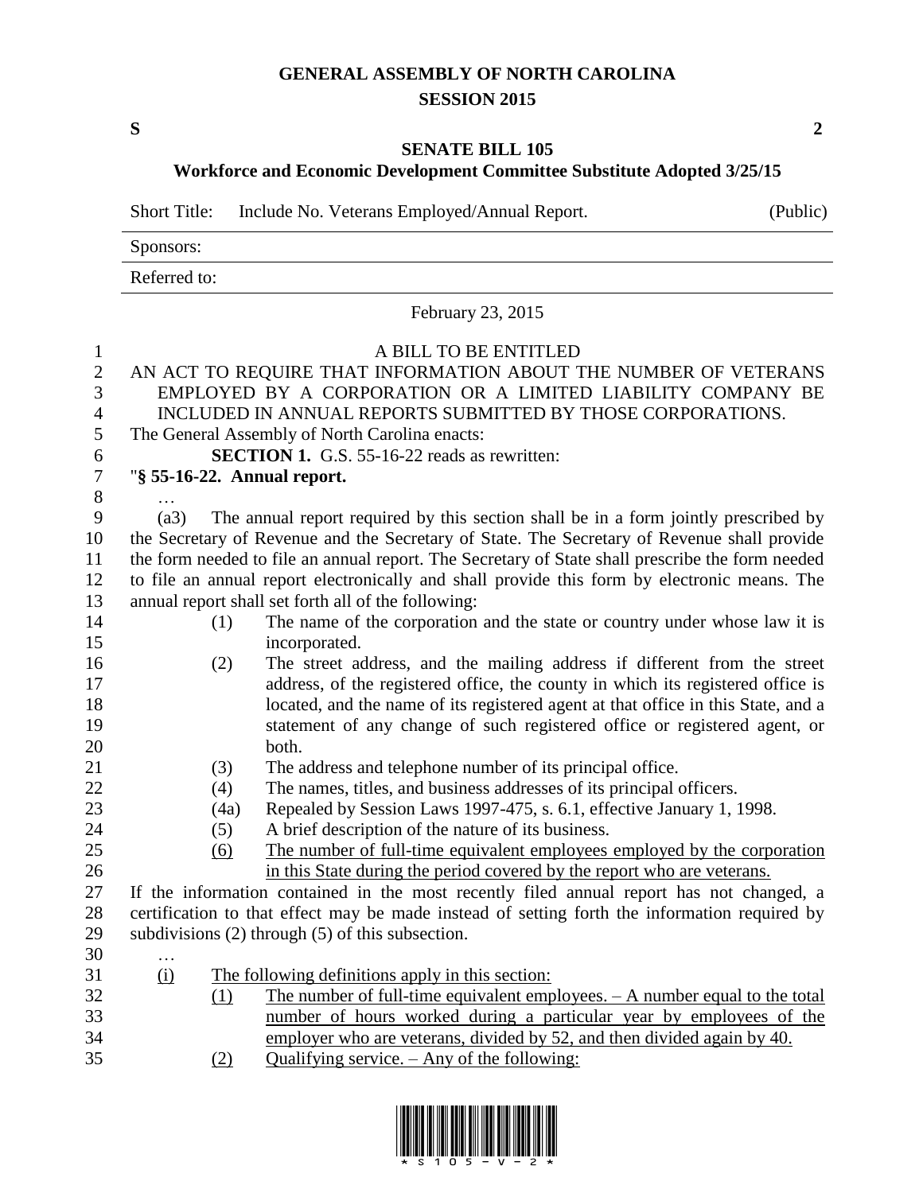# GENERAL ASSEMBLY OF NORTH CAROLINA
## SESSION 2015

**S** **2**

## SENATE BILL 105
### Workforce and Economic Development Committee Substitute Adopted 3/25/15

Short Title: Include No. Veterans Employed/Annual Report. (Public)

Sponsors:

Referred to:

February 23, 2015

A BILL TO BE ENTITLED

AN ACT TO REQUIRE THAT INFORMATION ABOUT THE NUMBER OF VETERANS EMPLOYED BY A CORPORATION OR A LIMITED LIABILITY COMPANY BE INCLUDED IN ANNUAL REPORTS SUBMITTED BY THOSE CORPORATIONS.

The General Assembly of North Carolina enacts:

**SECTION 1.** G.S. 55-16-22 reads as rewritten:

"**§ 55-16-22. Annual report.**

…

(a3) The annual report required by this section shall be in a form jointly prescribed by the Secretary of Revenue and the Secretary of State. The Secretary of Revenue shall provide the form needed to file an annual report. The Secretary of State shall prescribe the form needed to file an annual report electronically and shall provide this form by electronic means. The annual report shall set forth all of the following:

(1) The name of the corporation and the state or country under whose law it is incorporated.

(2) The street address, and the mailing address if different from the street address, of the registered office, the county in which its registered office is located, and the name of its registered agent at that office in this State, and a statement of any change of such registered office or registered agent, or both.

(3) The address and telephone number of its principal office.

(4) The names, titles, and business addresses of its principal officers.

(4a) Repealed by Session Laws 1997-475, s. 6.1, effective January 1, 1998.

(5) A brief description of the nature of its business.

<u>(6) The number of full-time equivalent employees employed by the corporation in this State during the period covered by the report who are veterans.</u>

If the information contained in the most recently filed annual report has not changed, a certification to that effect may be made instead of setting forth the information required by subdivisions (2) through (5) of this subsection.

…

<u>(i) The following definitions apply in this section:</u>

<u>(1) The number of full-time equivalent employees. – A number equal to the total number of hours worked during a particular year by employees of the employer who are veterans, divided by 52, and then divided again by 40.</u>

<u>(2) Qualifying service. – Any of the following:</u>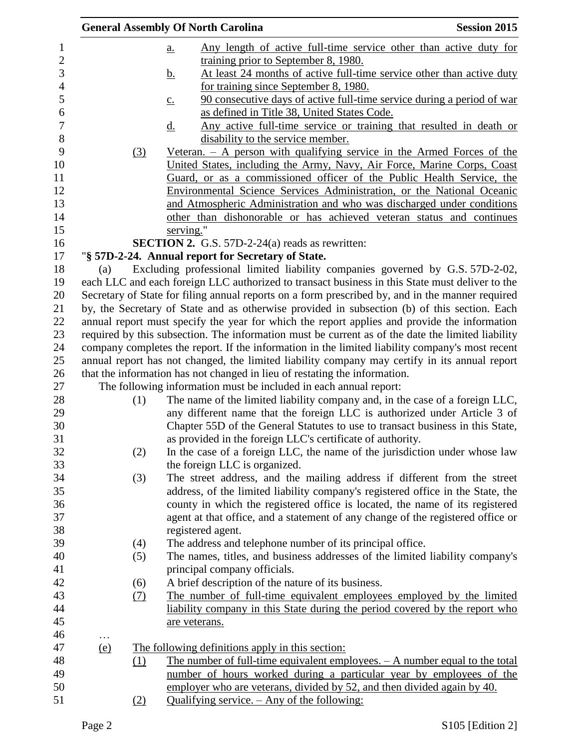a. Any length of active full-time service other than active duty for training prior to September 8, 1980.

b. At least 24 months of active full-time service other than active duty for training since September 8, 1980.

c. 90 consecutive days of active full-time service during a period of war as defined in Title 38, United States Code.

d. Any active full-time service or training that resulted in death or disability to the service member.

(3) Veteran. – A person with qualifying service in the Armed Forces of the United States, including the Army, Navy, Air Force, Marine Corps, Coast Guard, or as a commissioned officer of the Public Health Service, the Environmental Science Services Administration, or the National Oceanic and Atmospheric Administration and who was discharged under conditions other than dishonorable or has achieved veteran status and continues serving."

**SECTION 2.** G.S. 57D-2-24(a) reads as rewritten:

"**§ 57D-2-24. Annual report for Secretary of State.**

(a) Excluding professional limited liability companies governed by G.S. 57D-2-02, each LLC and each foreign LLC authorized to transact business in this State must deliver to the Secretary of State for filing annual reports on a form prescribed by, and in the manner required by, the Secretary of State and as otherwise provided in subsection (b) of this section. Each annual report must specify the year for which the report applies and provide the information required by this subsection. The information must be current as of the date the limited liability company completes the report. If the information in the limited liability company's most recent annual report has not changed, the limited liability company may certify in its annual report that the information has not changed in lieu of restating the information.

The following information must be included in each annual report:

(1) The name of the limited liability company and, in the case of a foreign LLC, any different name that the foreign LLC is authorized under Article 3 of Chapter 55D of the General Statutes to use to transact business in this State, as provided in the foreign LLC's certificate of authority.

(2) In the case of a foreign LLC, the name of the jurisdiction under whose law the foreign LLC is organized.

(3) The street address, and the mailing address if different from the street address, of the limited liability company's registered office in the State, the county in which the registered office is located, the name of its registered agent at that office, and a statement of any change of the registered office or registered agent.

(4) The address and telephone number of its principal office.

(5) The names, titles, and business addresses of the limited liability company's principal company officials.

(6) A brief description of the nature of its business.

(7) The number of full-time equivalent employees employed by the limited liability company in this State during the period covered by the report who are veterans.

…

(e) The following definitions apply in this section:

(1) The number of full-time equivalent employees. – A number equal to the total number of hours worked during a particular year by employees of the employer who are veterans, divided by 52, and then divided again by 40.

(2) Qualifying service. – Any of the following: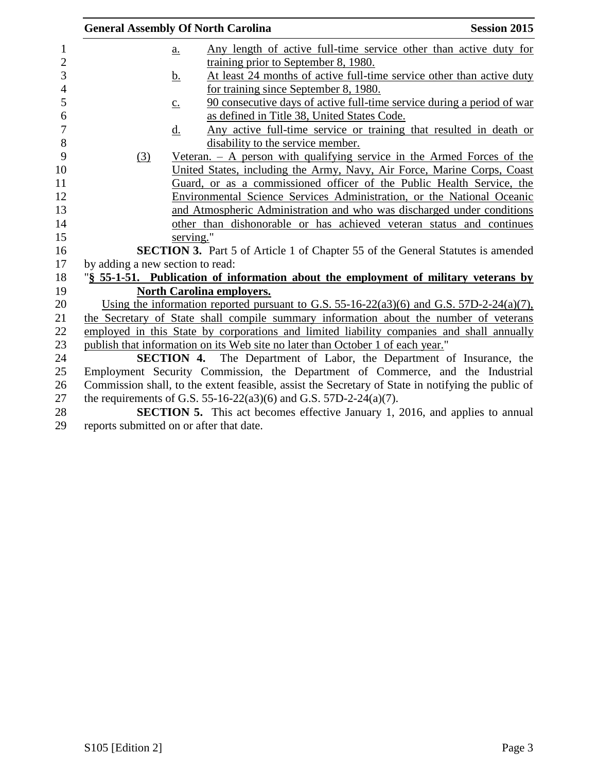a. Any length of active full-time service other than active duty for training prior to September 8, 1980.

b. At least 24 months of active full-time service other than active duty for training since September 8, 1980.

c. 90 consecutive days of active full-time service during a period of war as defined in Title 38, United States Code.

d. Any active full-time service or training that resulted in death or disability to the service member.

(3) Veteran. – A person with qualifying service in the Armed Forces of the United States, including the Army, Navy, Air Force, Marine Corps, Coast Guard, or as a commissioned officer of the Public Health Service, the Environmental Science Services Administration, or the National Oceanic and Atmospheric Administration and who was discharged under conditions other than dishonorable or has achieved veteran status and continues serving."

**SECTION 3.** Part 5 of Article 1 of Chapter 55 of the General Statutes is amended by adding a new section to read:

"**§ 55-1-51. Publication of information about the employment of military veterans by North Carolina employers.**

Using the information reported pursuant to G.S. 55-16-22(a3)(6) and G.S. 57D-2-24(a)(7), the Secretary of State shall compile summary information about the number of veterans employed in this State by corporations and limited liability companies and shall annually publish that information on its Web site no later than October 1 of each year."

**SECTION 4.** The Department of Labor, the Department of Insurance, the Employment Security Commission, the Department of Commerce, and the Industrial Commission shall, to the extent feasible, assist the Secretary of State in notifying the public of the requirements of G.S. 55-16-22(a3)(6) and G.S. 57D-2-24(a)(7).

**SECTION 5.** This act becomes effective January 1, 2016, and applies to annual reports submitted on or after that date.